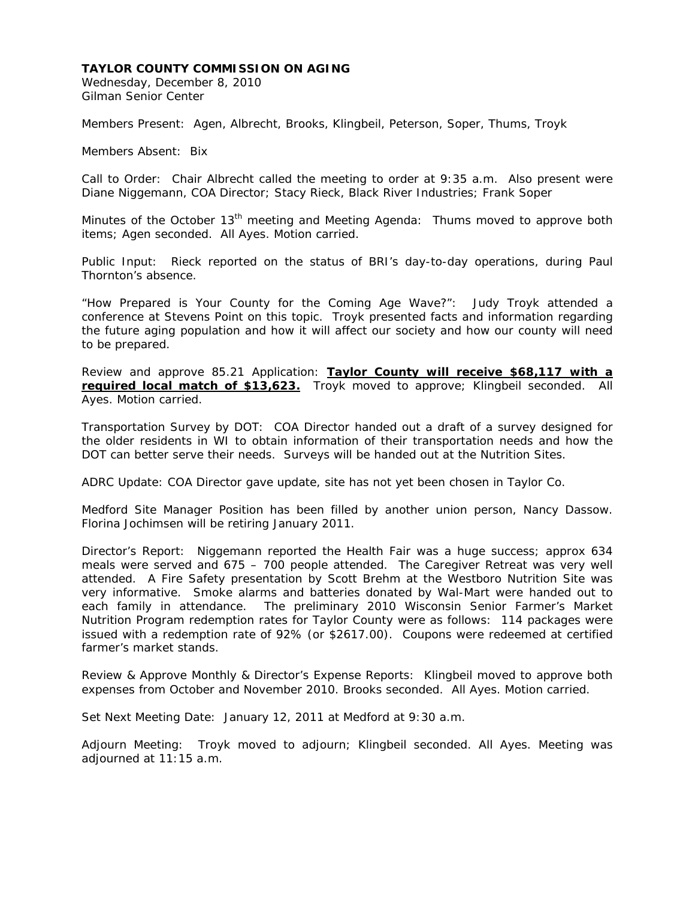**TAYLOR COUNTY COMMISSION ON AGING**
Wednesday, December 8, 2010
Gilman Senior Center

Members Present: Agen, Albrecht, Brooks, Klingbeil, Peterson, Soper, Thums, Troyk

Members Absent: Bix

Call to Order: Chair Albrecht called the meeting to order at 9:35 a.m. Also present were Diane Niggemann, COA Director; Stacy Rieck, Black River Industries; Frank Soper

Minutes of the October 13th meeting and Meeting Agenda: Thums moved to approve both items; Agen seconded. All Ayes. Motion carried.

Public Input: Rieck reported on the status of BRI's day-to-day operations, during Paul Thornton's absence.

"How Prepared is Your County for the Coming Age Wave?": Judy Troyk attended a conference at Stevens Point on this topic. Troyk presented facts and information regarding the future aging population and how it will affect our society and how our county will need to be prepared.

Review and approve 85.21 Application: **Taylor County will receive $68,117 with a required local match of $13,623.** Troyk moved to approve; Klingbeil seconded. All Ayes. Motion carried.

Transportation Survey by DOT: COA Director handed out a draft of a survey designed for the older residents in WI to obtain information of their transportation needs and how the DOT can better serve their needs. Surveys will be handed out at the Nutrition Sites.

ADRC Update: COA Director gave update, site has not yet been chosen in Taylor Co.

Medford Site Manager Position has been filled by another union person, Nancy Dassow. Florina Jochimsen will be retiring January 2011.

Director's Report: Niggemann reported the Health Fair was a huge success; approx 634 meals were served and 675 – 700 people attended. The Caregiver Retreat was very well attended. A Fire Safety presentation by Scott Brehm at the Westboro Nutrition Site was very informative. Smoke alarms and batteries donated by Wal-Mart were handed out to each family in attendance. The preliminary 2010 Wisconsin Senior Farmer's Market Nutrition Program redemption rates for Taylor County were as follows: 114 packages were issued with a redemption rate of 92% (or $2617.00). Coupons were redeemed at certified farmer's market stands.

Review & Approve Monthly & Director's Expense Reports: Klingbeil moved to approve both expenses from October and November 2010. Brooks seconded. All Ayes. Motion carried.

Set Next Meeting Date: January 12, 2011 at Medford at 9:30 a.m.

Adjourn Meeting: Troyk moved to adjourn; Klingbeil seconded. All Ayes. Meeting was adjourned at 11:15 a.m.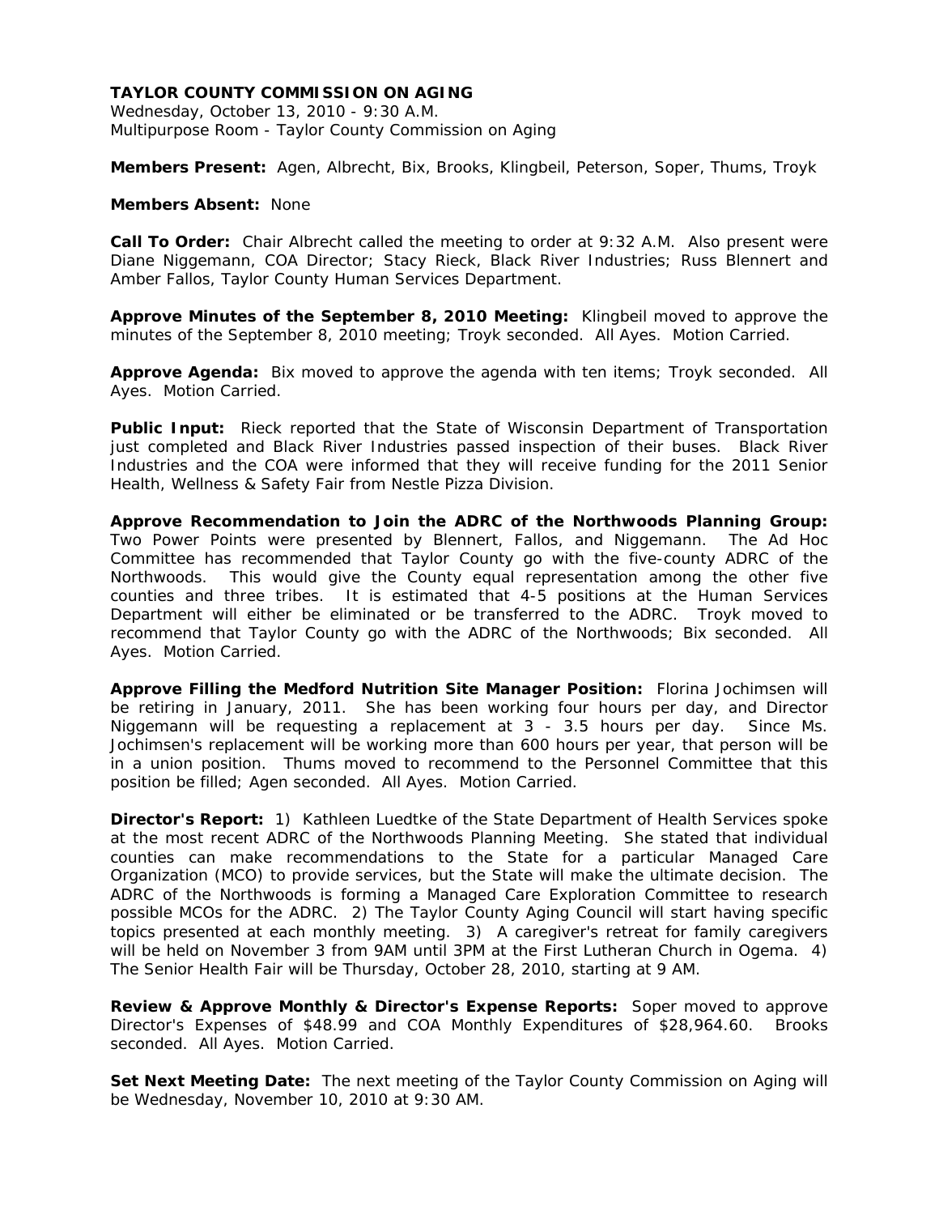**TAYLOR COUNTY COMMISSION ON AGING**
Wednesday, October 13, 2010 - 9:30 A.M.
Multipurpose Room - Taylor County Commission on Aging

**Members Present:** Agen, Albrecht, Bix, Brooks, Klingbeil, Peterson, Soper, Thums, Troyk

**Members Absent:** None

**Call To Order:** Chair Albrecht called the meeting to order at 9:32 A.M. Also present were Diane Niggemann, COA Director; Stacy Rieck, Black River Industries; Russ Blennert and Amber Fallos, Taylor County Human Services Department.

**Approve Minutes of the September 8, 2010 Meeting:** Klingbeil moved to approve the minutes of the September 8, 2010 meeting; Troyk seconded. All Ayes. Motion Carried.

**Approve Agenda:** Bix moved to approve the agenda with ten items; Troyk seconded. All Ayes. Motion Carried.

**Public Input:** Rieck reported that the State of Wisconsin Department of Transportation just completed and Black River Industries passed inspection of their buses. Black River Industries and the COA were informed that they will receive funding for the 2011 Senior Health, Wellness & Safety Fair from Nestle Pizza Division.

**Approve Recommendation to Join the ADRC of the Northwoods Planning Group:** Two Power Points were presented by Blennert, Fallos, and Niggemann. The Ad Hoc Committee has recommended that Taylor County go with the five-county ADRC of the Northwoods. This would give the County equal representation among the other five counties and three tribes. It is estimated that 4-5 positions at the Human Services Department will either be eliminated or be transferred to the ADRC. Troyk moved to recommend that Taylor County go with the ADRC of the Northwoods; Bix seconded. All Ayes. Motion Carried.

**Approve Filling the Medford Nutrition Site Manager Position:** Florina Jochimsen will be retiring in January, 2011. She has been working four hours per day, and Director Niggemann will be requesting a replacement at 3 - 3.5 hours per day. Since Ms. Jochimsen's replacement will be working more than 600 hours per year, that person will be in a union position. Thums moved to recommend to the Personnel Committee that this position be filled; Agen seconded. All Ayes. Motion Carried.

**Director's Report:** 1) Kathleen Luedtke of the State Department of Health Services spoke at the most recent ADRC of the Northwoods Planning Meeting. She stated that individual counties can make recommendations to the State for a particular Managed Care Organization (MCO) to provide services, but the State will make the ultimate decision. The ADRC of the Northwoods is forming a Managed Care Exploration Committee to research possible MCOs for the ADRC. 2) The Taylor County Aging Council will start having specific topics presented at each monthly meeting. 3) A caregiver's retreat for family caregivers will be held on November 3 from 9AM until 3PM at the First Lutheran Church in Ogema. 4) The Senior Health Fair will be Thursday, October 28, 2010, starting at 9 AM.

**Review & Approve Monthly & Director's Expense Reports:** Soper moved to approve Director's Expenses of $48.99 and COA Monthly Expenditures of $28,964.60. Brooks seconded. All Ayes. Motion Carried.

**Set Next Meeting Date:** The next meeting of the Taylor County Commission on Aging will be Wednesday, November 10, 2010 at 9:30 AM.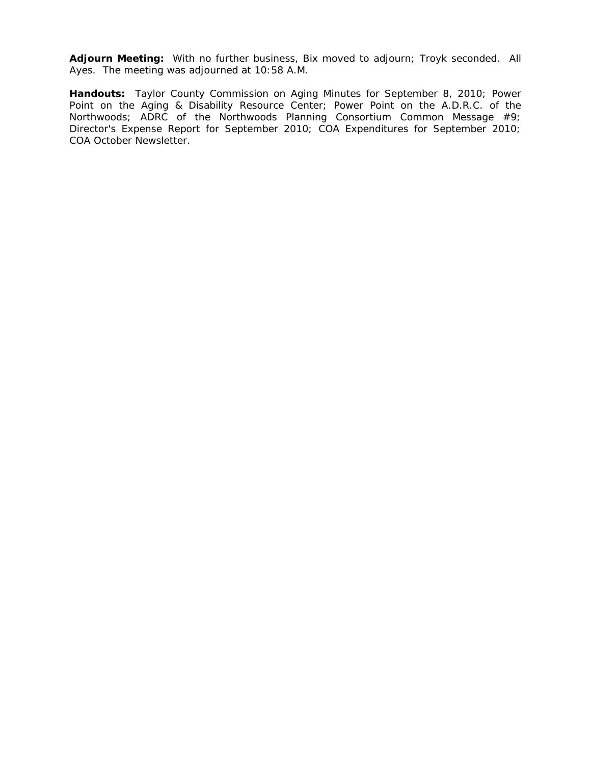**Adjourn Meeting:** With no further business, Bix moved to adjourn; Troyk seconded. All Ayes. The meeting was adjourned at 10:58 A.M.

**Handouts:** Taylor County Commission on Aging Minutes for September 8, 2010; Power Point on the Aging & Disability Resource Center; Power Point on the A.D.R.C. of the Northwoods; ADRC of the Northwoods Planning Consortium Common Message #9; Director's Expense Report for September 2010; COA Expenditures for September 2010; COA October Newsletter.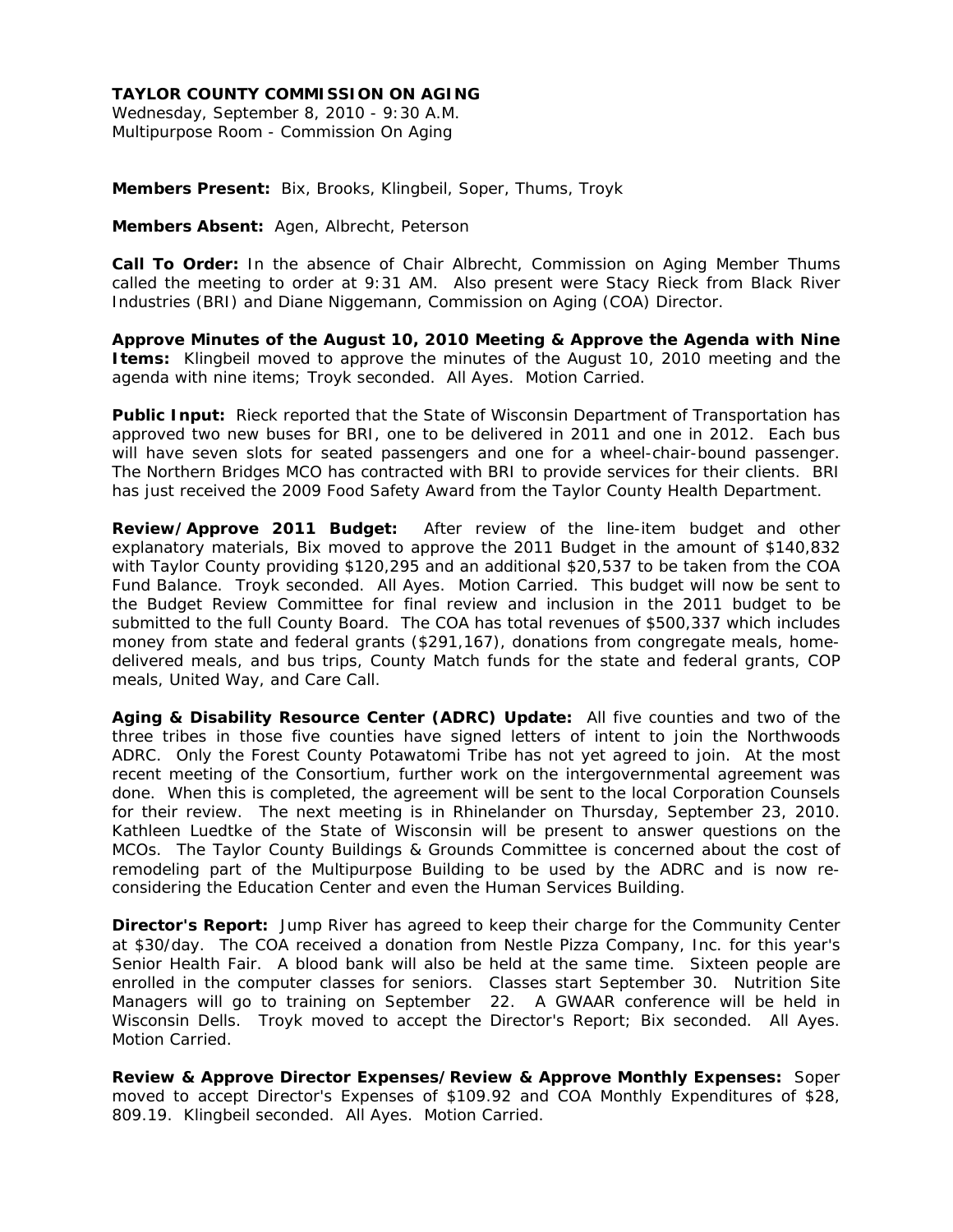**TAYLOR COUNTY COMMISSION ON AGING**
Wednesday, September 8, 2010 - 9:30 A.M.
Multipurpose Room - Commission On Aging

**Members Present:** Bix, Brooks, Klingbeil, Soper, Thums, Troyk

**Members Absent:** Agen, Albrecht, Peterson

**Call To Order:** In the absence of Chair Albrecht, Commission on Aging Member Thums called the meeting to order at 9:31 AM. Also present were Stacy Rieck from Black River Industries (BRI) and Diane Niggemann, Commission on Aging (COA) Director.

**Approve Minutes of the August 10, 2010 Meeting & Approve the Agenda with Nine Items:** Klingbeil moved to approve the minutes of the August 10, 2010 meeting and the agenda with nine items; Troyk seconded. All Ayes. Motion Carried.

**Public Input:** Rieck reported that the State of Wisconsin Department of Transportation has approved two new buses for BRI, one to be delivered in 2011 and one in 2012. Each bus will have seven slots for seated passengers and one for a wheel-chair-bound passenger. The Northern Bridges MCO has contracted with BRI to provide services for their clients. BRI has just received the 2009 Food Safety Award from the Taylor County Health Department.

**Review/Approve 2011 Budget:** After review of the line-item budget and other explanatory materials, Bix moved to approve the 2011 Budget in the amount of $140,832 with Taylor County providing $120,295 and an additional $20,537 to be taken from the COA Fund Balance. Troyk seconded. All Ayes. Motion Carried. This budget will now be sent to the Budget Review Committee for final review and inclusion in the 2011 budget to be submitted to the full County Board. The COA has total revenues of $500,337 which includes money from state and federal grants ($291,167), donations from congregate meals, home-delivered meals, and bus trips, County Match funds for the state and federal grants, COP meals, United Way, and Care Call.

**Aging & Disability Resource Center (ADRC) Update:** All five counties and two of the three tribes in those five counties have signed letters of intent to join the Northwoods ADRC. Only the Forest County Potawatomi Tribe has not yet agreed to join. At the most recent meeting of the Consortium, further work on the intergovernmental agreement was done. When this is completed, the agreement will be sent to the local Corporation Counsels for their review. The next meeting is in Rhinelander on Thursday, September 23, 2010. Kathleen Luedtke of the State of Wisconsin will be present to answer questions on the MCOs. The Taylor County Buildings & Grounds Committee is concerned about the cost of remodeling part of the Multipurpose Building to be used by the ADRC and is now re-considering the Education Center and even the Human Services Building.

**Director's Report:** Jump River has agreed to keep their charge for the Community Center at $30/day. The COA received a donation from Nestle Pizza Company, Inc. for this year's Senior Health Fair. A blood bank will also be held at the same time. Sixteen people are enrolled in the computer classes for seniors. Classes start September 30. Nutrition Site Managers will go to training on September 22. A GWAAR conference will be held in Wisconsin Dells. Troyk moved to accept the Director's Report; Bix seconded. All Ayes. Motion Carried.

**Review & Approve Director Expenses/Review & Approve Monthly Expenses:** Soper moved to accept Director's Expenses of $109.92 and COA Monthly Expenditures of $28, 809.19. Klingbeil seconded. All Ayes. Motion Carried.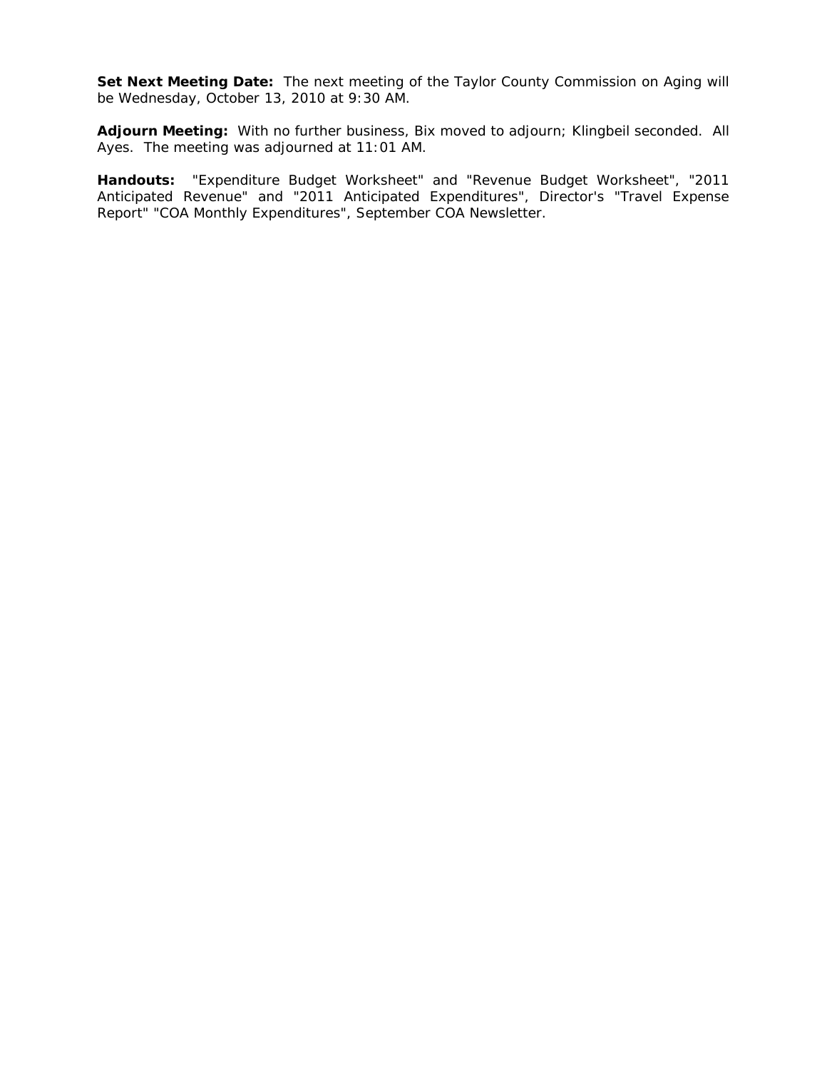**Set Next Meeting Date:** The next meeting of the Taylor County Commission on Aging will be Wednesday, October 13, 2010 at 9:30 AM.

**Adjourn Meeting:** With no further business, Bix moved to adjourn; Klingbeil seconded. All Ayes. The meeting was adjourned at 11:01 AM.

**Handouts:** "Expenditure Budget Worksheet" and "Revenue Budget Worksheet", "2011 Anticipated Revenue" and "2011 Anticipated Expenditures", Director's "Travel Expense Report" "COA Monthly Expenditures", September COA Newsletter.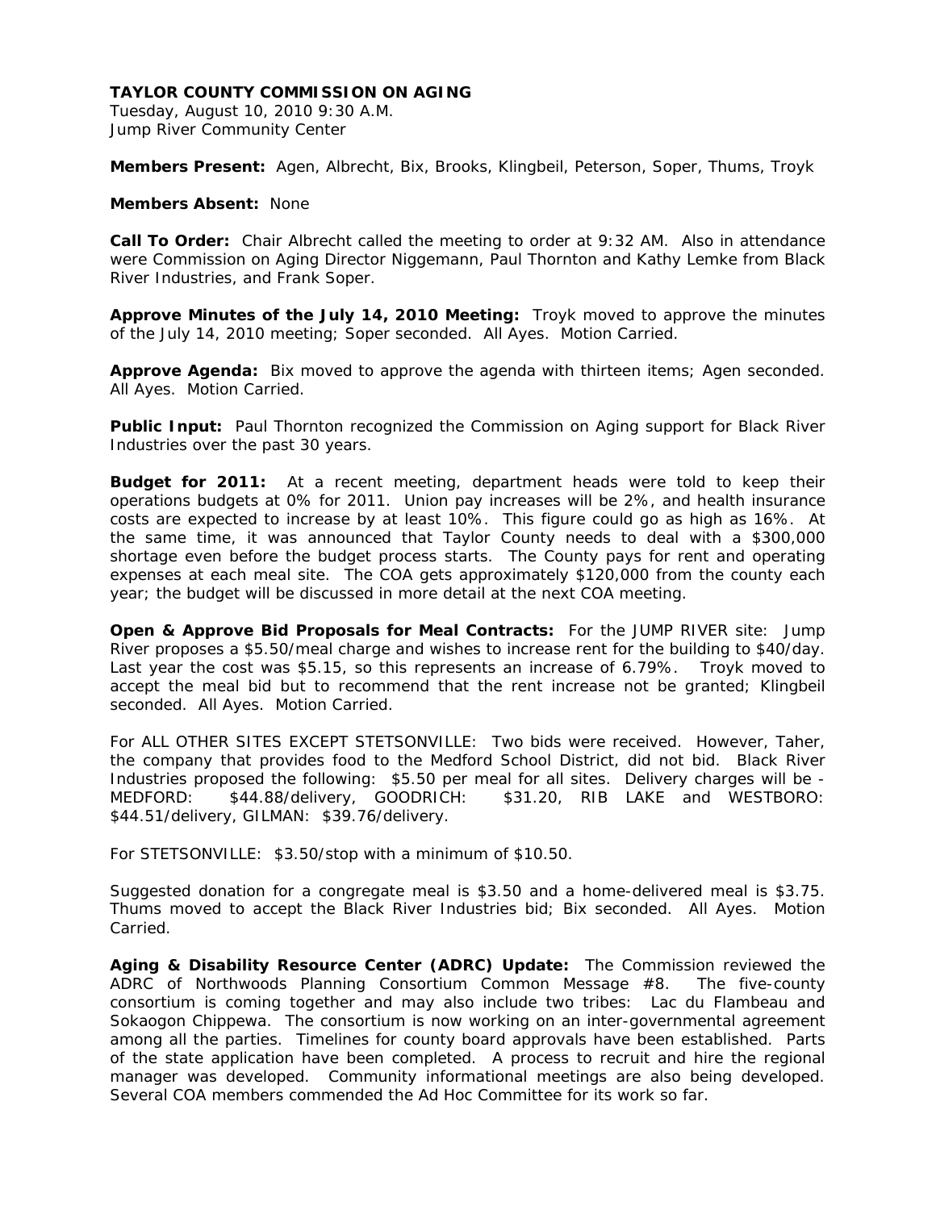**TAYLOR COUNTY COMMISSION ON AGING**
Tuesday, August 10, 2010 9:30 A.M.
Jump River Community Center

**Members Present:** Agen, Albrecht, Bix, Brooks, Klingbeil, Peterson, Soper, Thums, Troyk

**Members Absent:** None

**Call To Order:** Chair Albrecht called the meeting to order at 9:32 AM. Also in attendance were Commission on Aging Director Niggemann, Paul Thornton and Kathy Lemke from Black River Industries, and Frank Soper.

**Approve Minutes of the July 14, 2010 Meeting:** Troyk moved to approve the minutes of the July 14, 2010 meeting; Soper seconded. All Ayes. Motion Carried.

**Approve Agenda:** Bix moved to approve the agenda with thirteen items; Agen seconded. All Ayes. Motion Carried.

**Public Input:** Paul Thornton recognized the Commission on Aging support for Black River Industries over the past 30 years.

**Budget for 2011:** At a recent meeting, department heads were told to keep their operations budgets at 0% for 2011. Union pay increases will be 2%, and health insurance costs are expected to increase by at least 10%. This figure could go as high as 16%. At the same time, it was announced that Taylor County needs to deal with a $300,000 shortage even before the budget process starts. The County pays for rent and operating expenses at each meal site. The COA gets approximately $120,000 from the county each year; the budget will be discussed in more detail at the next COA meeting.

**Open & Approve Bid Proposals for Meal Contracts:** For the JUMP RIVER site: Jump River proposes a $5.50/meal charge and wishes to increase rent for the building to $40/day. Last year the cost was $5.15, so this represents an increase of 6.79%. Troyk moved to accept the meal bid but to recommend that the rent increase not be granted; Klingbeil seconded. All Ayes. Motion Carried.

For ALL OTHER SITES EXCEPT STETSONVILLE: Two bids were received. However, Taher, the company that provides food to the Medford School District, did not bid. Black River Industries proposed the following: $5.50 per meal for all sites. Delivery charges will be - MEDFORD: $44.88/delivery, GOODRICH: $31.20, RIB LAKE and WESTBORO: $44.51/delivery, GILMAN: $39.76/delivery.

For STETSONVILLE: $3.50/stop with a minimum of $10.50.

Suggested donation for a congregate meal is $3.50 and a home-delivered meal is $3.75. Thums moved to accept the Black River Industries bid; Bix seconded. All Ayes. Motion Carried.

**Aging & Disability Resource Center (ADRC) Update:** The Commission reviewed the ADRC of Northwoods Planning Consortium Common Message #8. The five-county consortium is coming together and may also include two tribes: Lac du Flambeau and Sokaogon Chippewa. The consortium is now working on an inter-governmental agreement among all the parties. Timelines for county board approvals have been established. Parts of the state application have been completed. A process to recruit and hire the regional manager was developed. Community informational meetings are also being developed. Several COA members commended the Ad Hoc Committee for its work so far.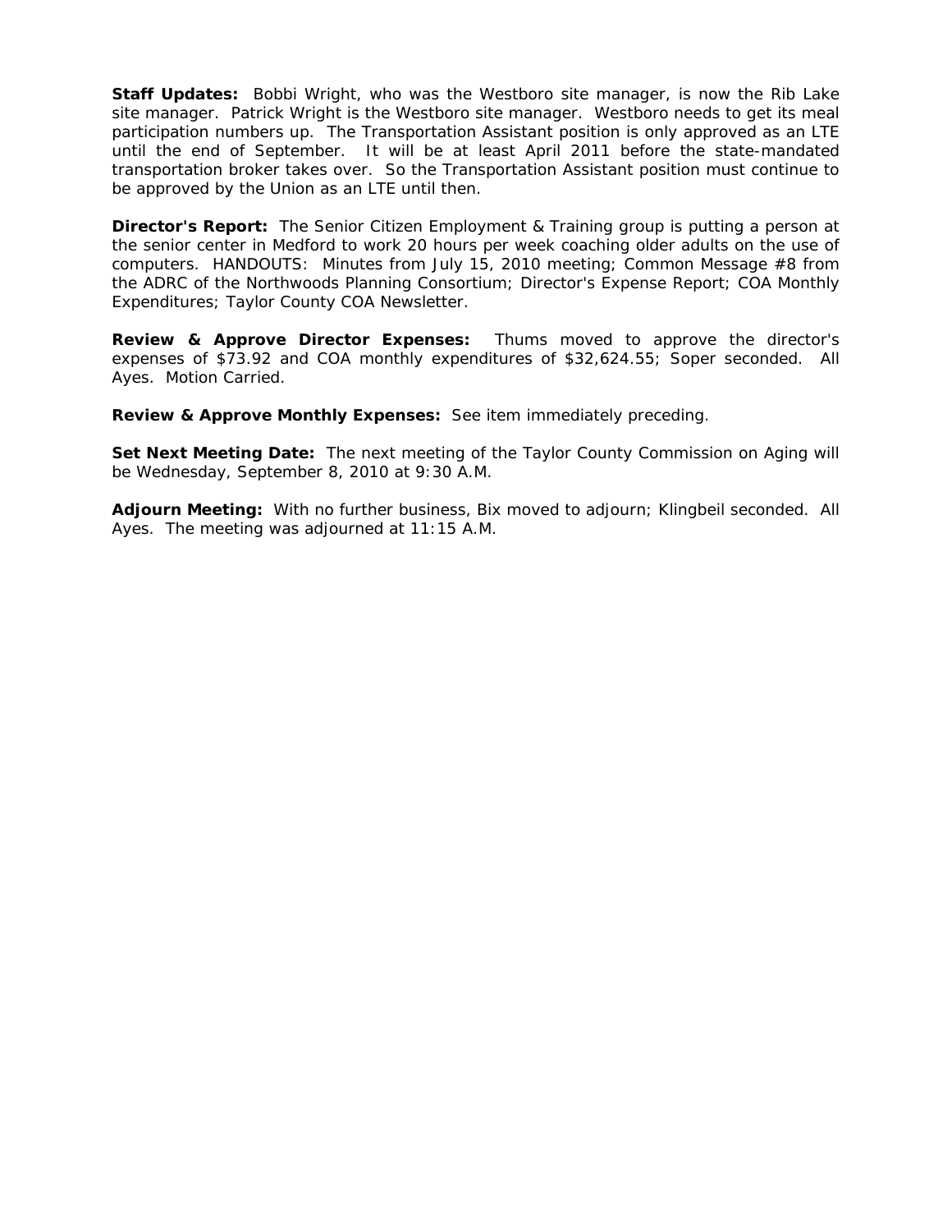**Staff Updates:** Bobbi Wright, who was the Westboro site manager, is now the Rib Lake site manager. Patrick Wright is the Westboro site manager. Westboro needs to get its meal participation numbers up. The Transportation Assistant position is only approved as an LTE until the end of September. It will be at least April 2011 before the state-mandated transportation broker takes over. So the Transportation Assistant position must continue to be approved by the Union as an LTE until then.

**Director's Report:** The Senior Citizen Employment & Training group is putting a person at the senior center in Medford to work 20 hours per week coaching older adults on the use of computers. HANDOUTS: Minutes from July 15, 2010 meeting; Common Message #8 from the ADRC of the Northwoods Planning Consortium; Director's Expense Report; COA Monthly Expenditures; Taylor County COA Newsletter.

**Review & Approve Director Expenses:** Thums moved to approve the director's expenses of $73.92 and COA monthly expenditures of $32,624.55; Soper seconded. All Ayes. Motion Carried.

**Review & Approve Monthly Expenses:** See item immediately preceding.

**Set Next Meeting Date:** The next meeting of the Taylor County Commission on Aging will be Wednesday, September 8, 2010 at 9:30 A.M.

**Adjourn Meeting:** With no further business, Bix moved to adjourn; Klingbeil seconded. All Ayes. The meeting was adjourned at 11:15 A.M.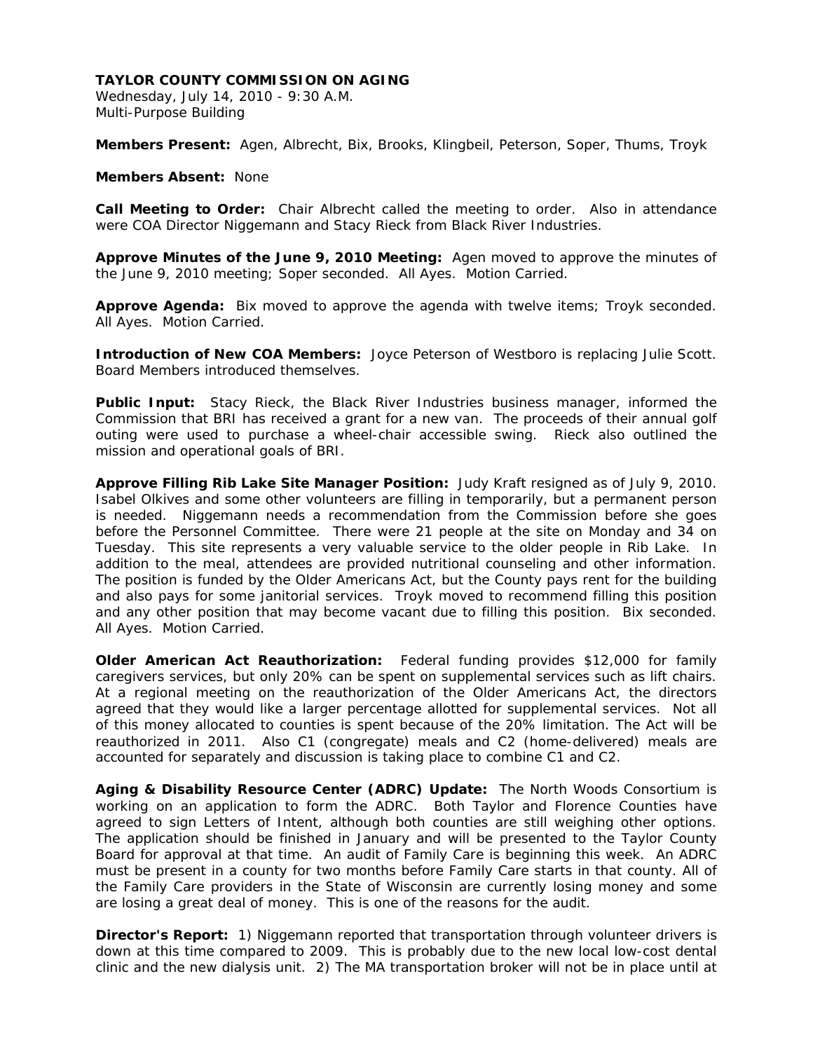**TAYLOR COUNTY COMMISSION ON AGING**
Wednesday, July 14, 2010 - 9:30 A.M.
Multi-Purpose Building

**Members Present:** Agen, Albrecht, Bix, Brooks, Klingbeil, Peterson, Soper, Thums, Troyk

**Members Absent:** None

**Call Meeting to Order:** Chair Albrecht called the meeting to order. Also in attendance were COA Director Niggemann and Stacy Rieck from Black River Industries.

**Approve Minutes of the June 9, 2010 Meeting:** Agen moved to approve the minutes of the June 9, 2010 meeting; Soper seconded. All Ayes. Motion Carried.

**Approve Agenda:** Bix moved to approve the agenda with twelve items; Troyk seconded. All Ayes. Motion Carried.

**Introduction of New COA Members:** Joyce Peterson of Westboro is replacing Julie Scott. Board Members introduced themselves.

**Public Input:** Stacy Rieck, the Black River Industries business manager, informed the Commission that BRI has received a grant for a new van. The proceeds of their annual golf outing were used to purchase a wheel-chair accessible swing. Rieck also outlined the mission and operational goals of BRI.

**Approve Filling Rib Lake Site Manager Position:** Judy Kraft resigned as of July 9, 2010. Isabel Olkives and some other volunteers are filling in temporarily, but a permanent person is needed. Niggemann needs a recommendation from the Commission before she goes before the Personnel Committee. There were 21 people at the site on Monday and 34 on Tuesday. This site represents a very valuable service to the older people in Rib Lake. In addition to the meal, attendees are provided nutritional counseling and other information. The position is funded by the Older Americans Act, but the County pays rent for the building and also pays for some janitorial services. Troyk moved to recommend filling this position and any other position that may become vacant due to filling this position. Bix seconded. All Ayes. Motion Carried.

**Older American Act Reauthorization:** Federal funding provides $12,000 for family caregivers services, but only 20% can be spent on supplemental services such as lift chairs. At a regional meeting on the reauthorization of the Older Americans Act, the directors agreed that they would like a larger percentage allotted for supplemental services. Not all of this money allocated to counties is spent because of the 20% limitation. The Act will be reauthorized in 2011. Also C1 (congregate) meals and C2 (home-delivered) meals are accounted for separately and discussion is taking place to combine C1 and C2.

**Aging & Disability Resource Center (ADRC) Update:** The North Woods Consortium is working on an application to form the ADRC. Both Taylor and Florence Counties have agreed to sign Letters of Intent, although both counties are still weighing other options. The application should be finished in January and will be presented to the Taylor County Board for approval at that time. An audit of Family Care is beginning this week. An ADRC must be present in a county for two months before Family Care starts in that county. All of the Family Care providers in the State of Wisconsin are currently losing money and some are losing a great deal of money. This is one of the reasons for the audit.

**Director's Report:** 1) Niggemann reported that transportation through volunteer drivers is down at this time compared to 2009. This is probably due to the new local low-cost dental clinic and the new dialysis unit. 2) The MA transportation broker will not be in place until at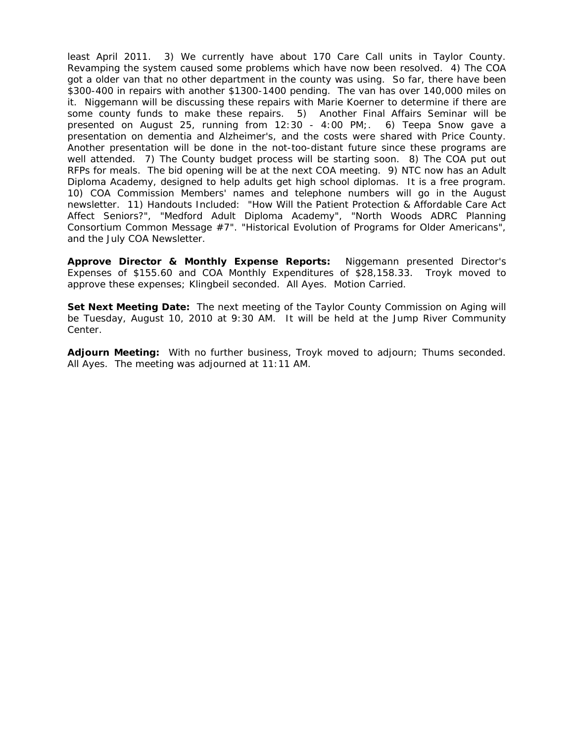least April 2011. 3) We currently have about 170 Care Call units in Taylor County. Revamping the system caused some problems which have now been resolved. 4) The COA got a older van that no other department in the county was using. So far, there have been $300-400 in repairs with another $1300-1400 pending. The van has over 140,000 miles on it. Niggemann will be discussing these repairs with Marie Koerner to determine if there are some county funds to make these repairs. 5) Another Final Affairs Seminar will be presented on August 25, running from 12:30 - 4:00 PM;. 6) Teepa Snow gave a presentation on dementia and Alzheimer's, and the costs were shared with Price County. Another presentation will be done in the not-too-distant future since these programs are well attended. 7) The County budget process will be starting soon. 8) The COA put out RFPs for meals. The bid opening will be at the next COA meeting. 9) NTC now has an Adult Diploma Academy, designed to help adults get high school diplomas. It is a free program. 10) COA Commission Members' names and telephone numbers will go in the August newsletter. 11) Handouts Included: "How Will the Patient Protection & Affordable Care Act Affect Seniors?", "Medford Adult Diploma Academy", "North Woods ADRC Planning Consortium Common Message #7". "Historical Evolution of Programs for Older Americans", and the July COA Newsletter.

**Approve Director & Monthly Expense Reports:** Niggemann presented Director's Expenses of $155.60 and COA Monthly Expenditures of $28,158.33. Troyk moved to approve these expenses; Klingbeil seconded. All Ayes. Motion Carried.

**Set Next Meeting Date:** The next meeting of the Taylor County Commission on Aging will be Tuesday, August 10, 2010 at 9:30 AM. It will be held at the Jump River Community Center.

**Adjourn Meeting:** With no further business, Troyk moved to adjourn; Thums seconded. All Ayes. The meeting was adjourned at 11:11 AM.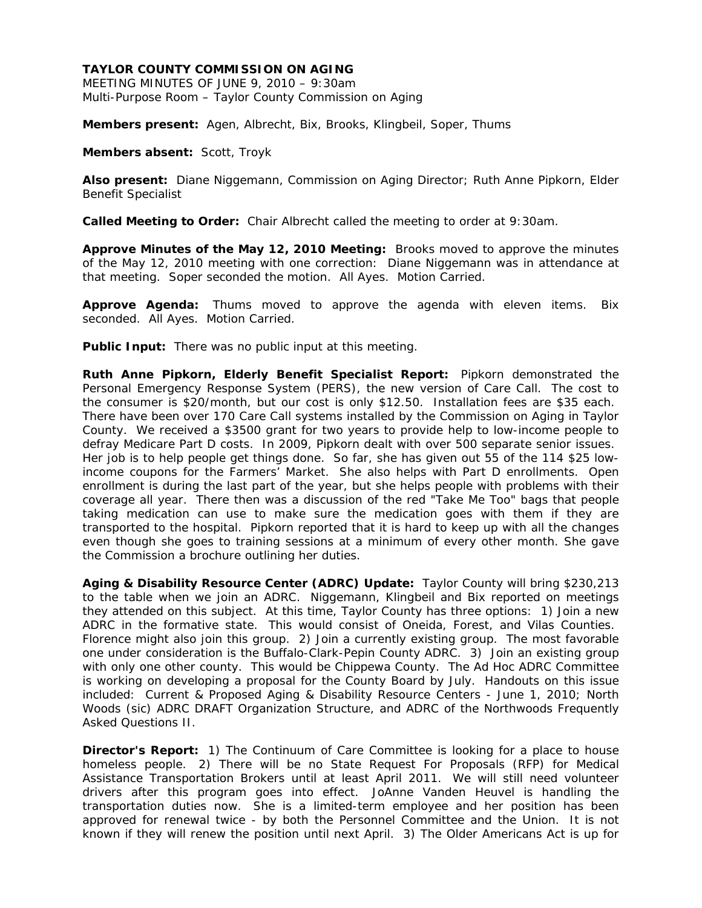**TAYLOR COUNTY COMMISSION ON AGING**
MEETING MINUTES OF JUNE 9, 2010 – 9:30am
Multi-Purpose Room – Taylor County Commission on Aging

**Members present:** Agen, Albrecht, Bix, Brooks, Klingbeil, Soper, Thums

**Members absent:** Scott, Troyk

**Also present:** Diane Niggemann, Commission on Aging Director; Ruth Anne Pipkorn, Elder Benefit Specialist

**Called Meeting to Order:** Chair Albrecht called the meeting to order at 9:30am.

**Approve Minutes of the May 12, 2010 Meeting:** Brooks moved to approve the minutes of the May 12, 2010 meeting with one correction: Diane Niggemann was in attendance at that meeting. Soper seconded the motion. All Ayes. Motion Carried.

**Approve Agenda:** Thums moved to approve the agenda with eleven items. Bix seconded. All Ayes. Motion Carried.

**Public Input:** There was no public input at this meeting.

**Ruth Anne Pipkorn, Elderly Benefit Specialist Report:** Pipkorn demonstrated the Personal Emergency Response System (PERS), the new version of Care Call. The cost to the consumer is $20/month, but our cost is only $12.50. Installation fees are $35 each. There have been over 170 Care Call systems installed by the Commission on Aging in Taylor County. We received a $3500 grant for two years to provide help to low-income people to defray Medicare Part D costs. In 2009, Pipkorn dealt with over 500 separate senior issues. Her job is to help people get things done. So far, she has given out 55 of the 114 $25 low-income coupons for the Farmers' Market. She also helps with Part D enrollments. Open enrollment is during the last part of the year, but she helps people with problems with their coverage all year. There then was a discussion of the red "Take Me Too" bags that people taking medication can use to make sure the medication goes with them if they are transported to the hospital. Pipkorn reported that it is hard to keep up with all the changes even though she goes to training sessions at a minimum of every other month. She gave the Commission a brochure outlining her duties.

**Aging & Disability Resource Center (ADRC) Update:** Taylor County will bring $230,213 to the table when we join an ADRC. Niggemann, Klingbeil and Bix reported on meetings they attended on this subject. At this time, Taylor County has three options: 1) Join a new ADRC in the formative state. This would consist of Oneida, Forest, and Vilas Counties. Florence might also join this group. 2) Join a currently existing group. The most favorable one under consideration is the Buffalo-Clark-Pepin County ADRC. 3) Join an existing group with only one other county. This would be Chippewa County. The Ad Hoc ADRC Committee is working on developing a proposal for the County Board by July. Handouts on this issue included: Current & Proposed Aging & Disability Resource Centers - June 1, 2010; North Woods (sic) ADRC DRAFT Organization Structure, and ADRC of the Northwoods Frequently Asked Questions II.

**Director's Report:** 1) The Continuum of Care Committee is looking for a place to house homeless people. 2) There will be no State Request For Proposals (RFP) for Medical Assistance Transportation Brokers until at least April 2011. We will still need volunteer drivers after this program goes into effect. JoAnne Vanden Heuvel is handling the transportation duties now. She is a limited-term employee and her position has been approved for renewal twice - by both the Personnel Committee and the Union. It is not known if they will renew the position until next April. 3) The Older Americans Act is up for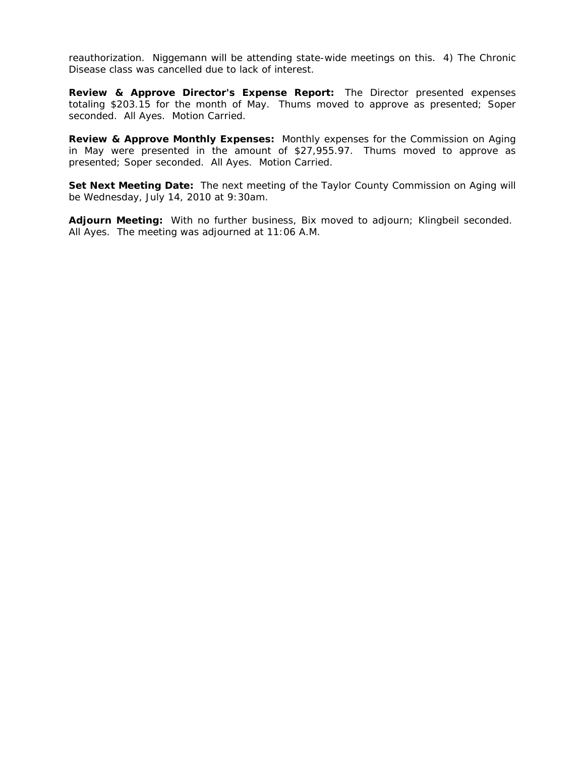reauthorization. Niggemann will be attending state-wide meetings on this. 4) The Chronic Disease class was cancelled due to lack of interest.

**Review & Approve Director's Expense Report:** The Director presented expenses totaling $203.15 for the month of May. Thums moved to approve as presented; Soper seconded. All Ayes. Motion Carried.

**Review & Approve Monthly Expenses:** Monthly expenses for the Commission on Aging in May were presented in the amount of $27,955.97. Thums moved to approve as presented; Soper seconded. All Ayes. Motion Carried.

**Set Next Meeting Date:** The next meeting of the Taylor County Commission on Aging will be Wednesday, July 14, 2010 at 9:30am.

**Adjourn Meeting:** With no further business, Bix moved to adjourn; Klingbeil seconded. All Ayes. The meeting was adjourned at 11:06 A.M.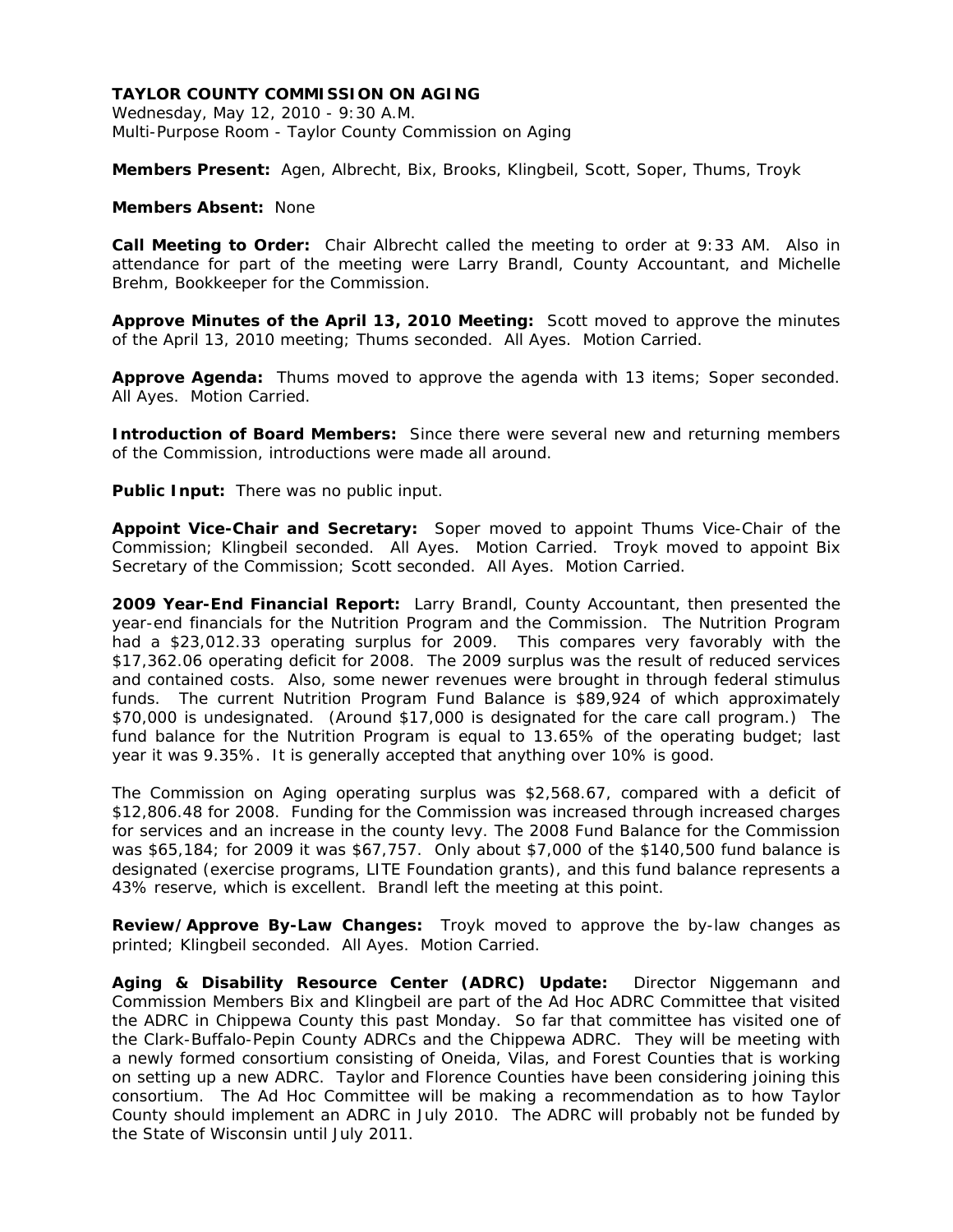**TAYLOR COUNTY COMMISSION ON AGING**
Wednesday, May 12, 2010 - 9:30 A.M.
Multi-Purpose Room - Taylor County Commission on Aging

**Members Present:** Agen, Albrecht, Bix, Brooks, Klingbeil, Scott, Soper, Thums, Troyk

**Members Absent:** None

**Call Meeting to Order:** Chair Albrecht called the meeting to order at 9:33 AM. Also in attendance for part of the meeting were Larry Brandl, County Accountant, and Michelle Brehm, Bookkeeper for the Commission.

**Approve Minutes of the April 13, 2010 Meeting:** Scott moved to approve the minutes of the April 13, 2010 meeting; Thums seconded. All Ayes. Motion Carried.

**Approve Agenda:** Thums moved to approve the agenda with 13 items; Soper seconded. All Ayes. Motion Carried.

**Introduction of Board Members:** Since there were several new and returning members of the Commission, introductions were made all around.

**Public Input:** There was no public input.

**Appoint Vice-Chair and Secretary:** Soper moved to appoint Thums Vice-Chair of the Commission; Klingbeil seconded. All Ayes. Motion Carried. Troyk moved to appoint Bix Secretary of the Commission; Scott seconded. All Ayes. Motion Carried.

**2009 Year-End Financial Report:** Larry Brandl, County Accountant, then presented the year-end financials for the Nutrition Program and the Commission. The Nutrition Program had a $23,012.33 operating surplus for 2009. This compares very favorably with the $17,362.06 operating deficit for 2008. The 2009 surplus was the result of reduced services and contained costs. Also, some newer revenues were brought in through federal stimulus funds. The current Nutrition Program Fund Balance is $89,924 of which approximately $70,000 is undesignated. (Around $17,000 is designated for the care call program.) The fund balance for the Nutrition Program is equal to 13.65% of the operating budget; last year it was 9.35%. It is generally accepted that anything over 10% is good.

The Commission on Aging operating surplus was $2,568.67, compared with a deficit of $12,806.48 for 2008. Funding for the Commission was increased through increased charges for services and an increase in the county levy. The 2008 Fund Balance for the Commission was $65,184; for 2009 it was $67,757. Only about $7,000 of the $140,500 fund balance is designated (exercise programs, LITE Foundation grants), and this fund balance represents a 43% reserve, which is excellent. Brandl left the meeting at this point.

**Review/Approve By-Law Changes:** Troyk moved to approve the by-law changes as printed; Klingbeil seconded. All Ayes. Motion Carried.

**Aging & Disability Resource Center (ADRC) Update:** Director Niggemann and Commission Members Bix and Klingbeil are part of the Ad Hoc ADRC Committee that visited the ADRC in Chippewa County this past Monday. So far that committee has visited one of the Clark-Buffalo-Pepin County ADRCs and the Chippewa ADRC. They will be meeting with a newly formed consortium consisting of Oneida, Vilas, and Forest Counties that is working on setting up a new ADRC. Taylor and Florence Counties have been considering joining this consortium. The Ad Hoc Committee will be making a recommendation as to how Taylor County should implement an ADRC in July 2010. The ADRC will probably not be funded by the State of Wisconsin until July 2011.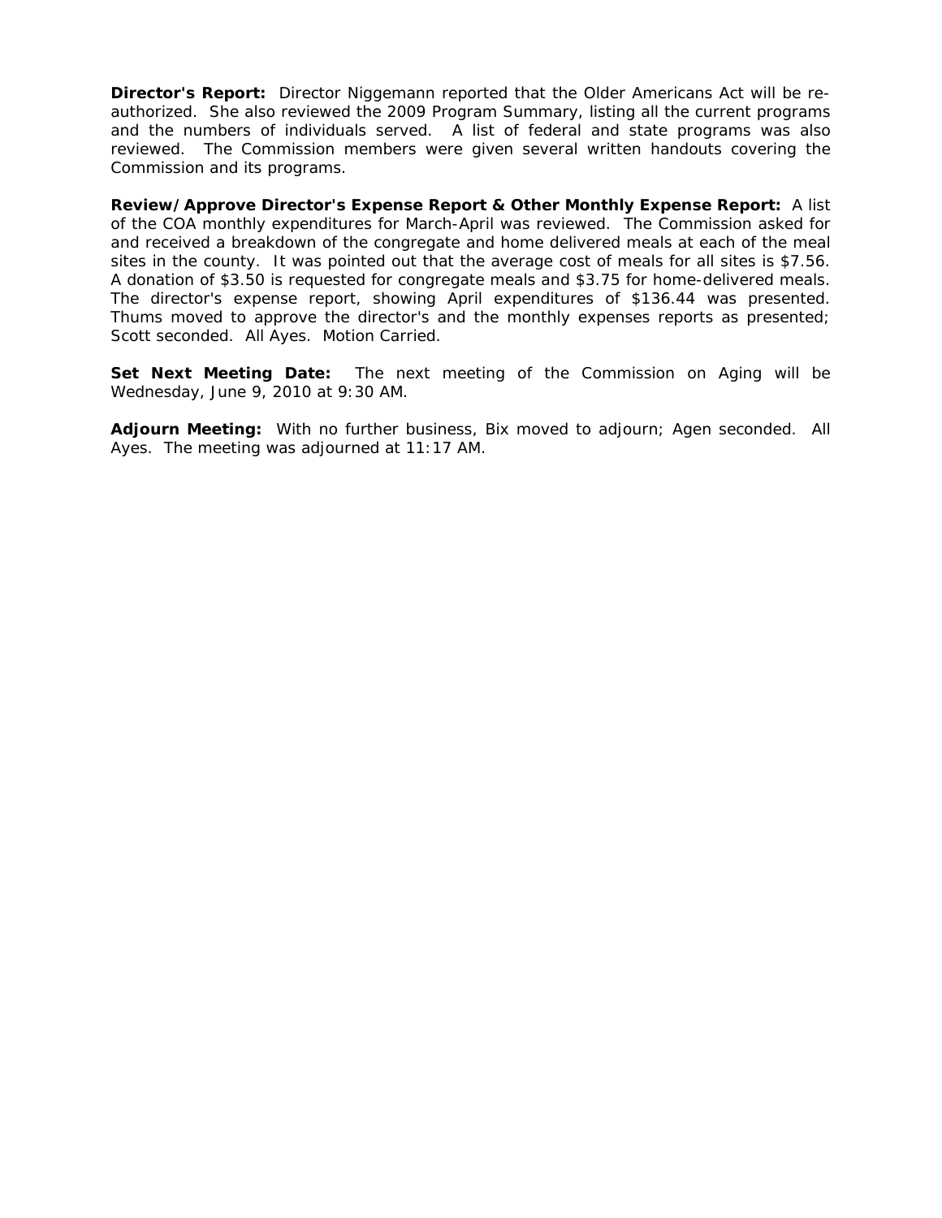**Director's Report:** Director Niggemann reported that the Older Americans Act will be re-authorized. She also reviewed the 2009 Program Summary, listing all the current programs and the numbers of individuals served. A list of federal and state programs was also reviewed. The Commission members were given several written handouts covering the Commission and its programs.

**Review/Approve Director's Expense Report & Other Monthly Expense Report:** A list of the COA monthly expenditures for March-April was reviewed. The Commission asked for and received a breakdown of the congregate and home delivered meals at each of the meal sites in the county. It was pointed out that the average cost of meals for all sites is $7.56. A donation of $3.50 is requested for congregate meals and $3.75 for home-delivered meals. The director's expense report, showing April expenditures of $136.44 was presented. Thums moved to approve the director's and the monthly expenses reports as presented; Scott seconded. All Ayes. Motion Carried.

**Set Next Meeting Date:** The next meeting of the Commission on Aging will be Wednesday, June 9, 2010 at 9:30 AM.

**Adjourn Meeting:** With no further business, Bix moved to adjourn; Agen seconded. All Ayes. The meeting was adjourned at 11:17 AM.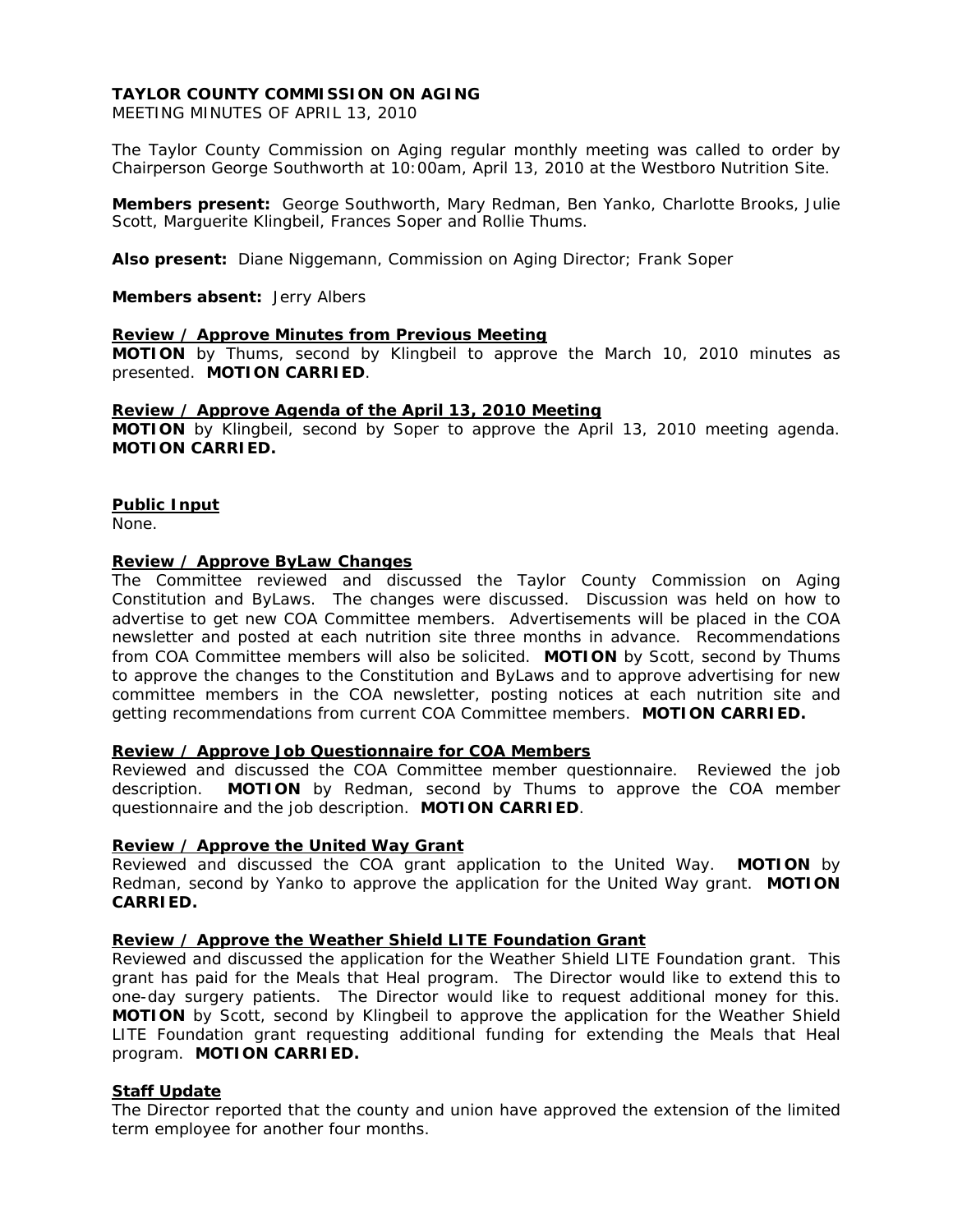**TAYLOR COUNTY COMMISSION ON AGING**
MEETING MINUTES OF APRIL 13, 2010

The Taylor County Commission on Aging regular monthly meeting was called to order by Chairperson George Southworth at 10:00am, April 13, 2010 at the Westboro Nutrition Site.

**Members present:** George Southworth, Mary Redman, Ben Yanko, Charlotte Brooks, Julie Scott, Marguerite Klingbeil, Frances Soper and Rollie Thums.

**Also present:** Diane Niggemann, Commission on Aging Director; Frank Soper

**Members absent:** Jerry Albers

**Review / Approve Minutes from Previous Meeting**
**MOTION** by Thums, second by Klingbeil to approve the March 10, 2010 minutes as presented. **MOTION CARRIED**.

**Review / Approve Agenda of the April 13, 2010 Meeting**
**MOTION** by Klingbeil, second by Soper to approve the April 13, 2010 meeting agenda. **MOTION CARRIED.**

**Public Input**
None.

**Review / Approve ByLaw Changes**
The Committee reviewed and discussed the Taylor County Commission on Aging Constitution and ByLaws. The changes were discussed. Discussion was held on how to advertise to get new COA Committee members. Advertisements will be placed in the COA newsletter and posted at each nutrition site three months in advance. Recommendations from COA Committee members will also be solicited. **MOTION** by Scott, second by Thums to approve the changes to the Constitution and ByLaws and to approve advertising for new committee members in the COA newsletter, posting notices at each nutrition site and getting recommendations from current COA Committee members. **MOTION CARRIED.**

**Review / Approve Job Questionnaire for COA Members**
Reviewed and discussed the COA Committee member questionnaire. Reviewed the job description. **MOTION** by Redman, second by Thums to approve the COA member questionnaire and the job description. **MOTION CARRIED**.

**Review / Approve the United Way Grant**
Reviewed and discussed the COA grant application to the United Way. **MOTION** by Redman, second by Yanko to approve the application for the United Way grant. **MOTION CARRIED.**

**Review / Approve the Weather Shield LITE Foundation Grant**
Reviewed and discussed the application for the Weather Shield LITE Foundation grant. This grant has paid for the Meals that Heal program. The Director would like to extend this to one-day surgery patients. The Director would like to request additional money for this. **MOTION** by Scott, second by Klingbeil to approve the application for the Weather Shield LITE Foundation grant requesting additional funding for extending the Meals that Heal program. **MOTION CARRIED.**

**Staff Update**
The Director reported that the county and union have approved the extension of the limited term employee for another four months.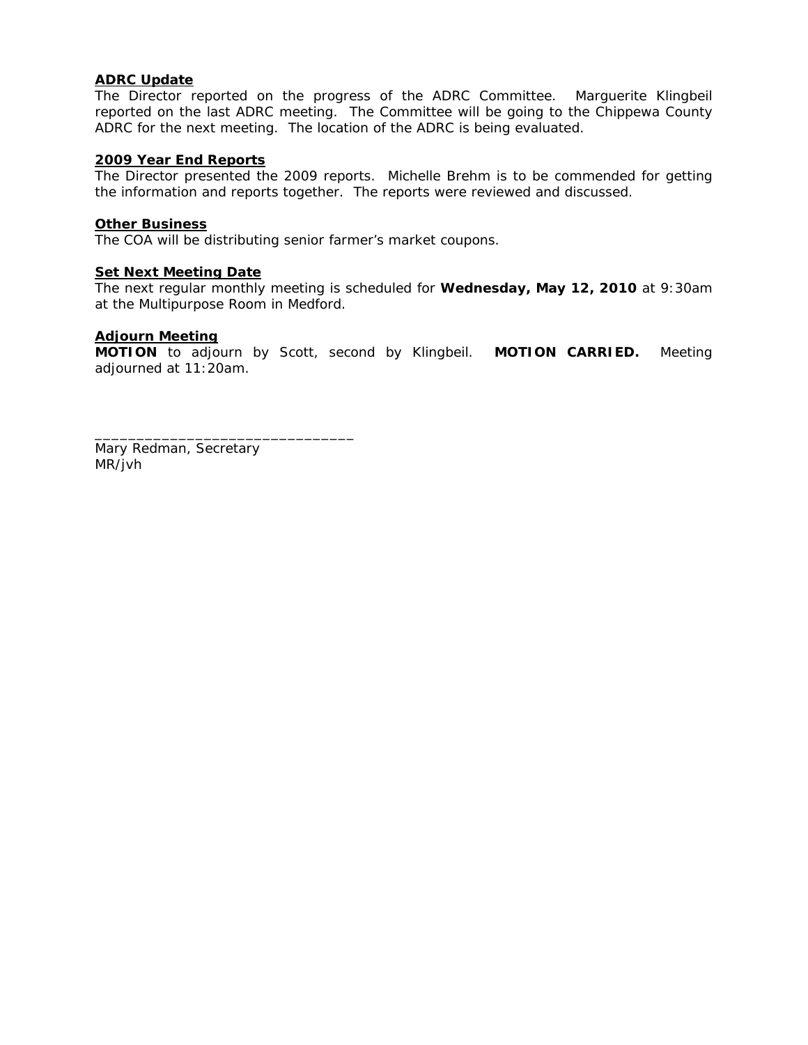**ADRC Update**

The Director reported on the progress of the ADRC Committee. Marguerite Klingbeil reported on the last ADRC meeting. The Committee will be going to the Chippewa County ADRC for the next meeting. The location of the ADRC is being evaluated.

**2009 Year End Reports**

The Director presented the 2009 reports. Michelle Brehm is to be commended for getting the information and reports together. The reports were reviewed and discussed.

**Other Business**

The COA will be distributing senior farmer's market coupons.

**Set Next Meeting Date**

The next regular monthly meeting is scheduled for **Wednesday, May 12, 2010** at 9:30am at the Multipurpose Room in Medford.

**Adjourn Meeting**

**MOTION** to adjourn by Scott, second by Klingbeil. **MOTION CARRIED.** Meeting adjourned at 11:20am.

_______________________________

Mary Redman, Secretary

MR/jvh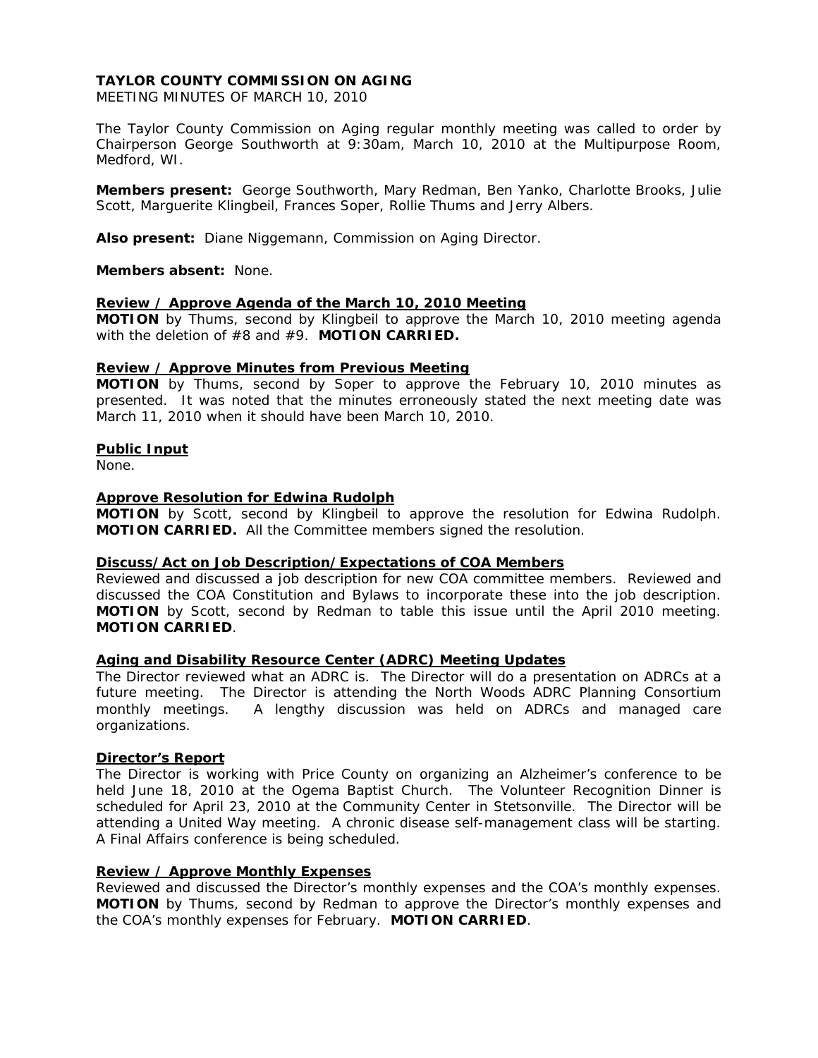**TAYLOR COUNTY COMMISSION ON AGING**

MEETING MINUTES OF MARCH 10, 2010

The Taylor County Commission on Aging regular monthly meeting was called to order by Chairperson George Southworth at 9:30am, March 10, 2010 at the Multipurpose Room, Medford, WI.

**Members present:** George Southworth, Mary Redman, Ben Yanko, Charlotte Brooks, Julie Scott, Marguerite Klingbeil, Frances Soper, Rollie Thums and Jerry Albers.

**Also present:** Diane Niggemann, Commission on Aging Director.

**Members absent:** None.

**Review / Approve Agenda of the March 10, 2010 Meeting**

**MOTION** by Thums, second by Klingbeil to approve the March 10, 2010 meeting agenda with the deletion of #8 and #9. **MOTION CARRIED.**

**Review / Approve Minutes from Previous Meeting**

**MOTION** by Thums, second by Soper to approve the February 10, 2010 minutes as presented. It was noted that the minutes erroneously stated the next meeting date was March 11, 2010 when it should have been March 10, 2010.

**Public Input**

None.

**Approve Resolution for Edwina Rudolph**

**MOTION** by Scott, second by Klingbeil to approve the resolution for Edwina Rudolph. **MOTION CARRIED.** All the Committee members signed the resolution.

**Discuss/Act on Job Description/Expectations of COA Members**

Reviewed and discussed a job description for new COA committee members. Reviewed and discussed the COA Constitution and Bylaws to incorporate these into the job description. **MOTION** by Scott, second by Redman to table this issue until the April 2010 meeting. **MOTION CARRIED**.

**Aging and Disability Resource Center (ADRC) Meeting Updates**

The Director reviewed what an ADRC is. The Director will do a presentation on ADRCs at a future meeting. The Director is attending the North Woods ADRC Planning Consortium monthly meetings. A lengthy discussion was held on ADRCs and managed care organizations.

**Director's Report**

The Director is working with Price County on organizing an Alzheimer's conference to be held June 18, 2010 at the Ogema Baptist Church. The Volunteer Recognition Dinner is scheduled for April 23, 2010 at the Community Center in Stetsonville. The Director will be attending a United Way meeting. A chronic disease self-management class will be starting. A Final Affairs conference is being scheduled.

**Review / Approve Monthly Expenses**

Reviewed and discussed the Director's monthly expenses and the COA's monthly expenses. **MOTION** by Thums, second by Redman to approve the Director's monthly expenses and the COA's monthly expenses for February. **MOTION CARRIED**.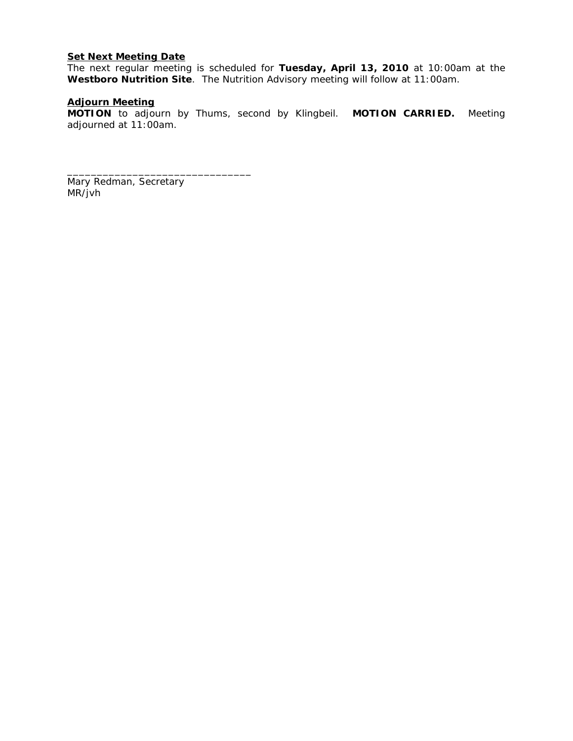**<u>Set Next Meeting Date</u>**
The next regular meeting is scheduled for **Tuesday, April 13, 2010** at 10:00am at the **Westboro Nutrition Site**. The Nutrition Advisory meeting will follow at 11:00am.

**<u>Adjourn Meeting</u>**
**MOTION** to adjourn by Thums, second by Klingbeil. **MOTION CARRIED.** Meeting adjourned at 11:00am.

_______________________________
Mary Redman, Secretary
MR/jvh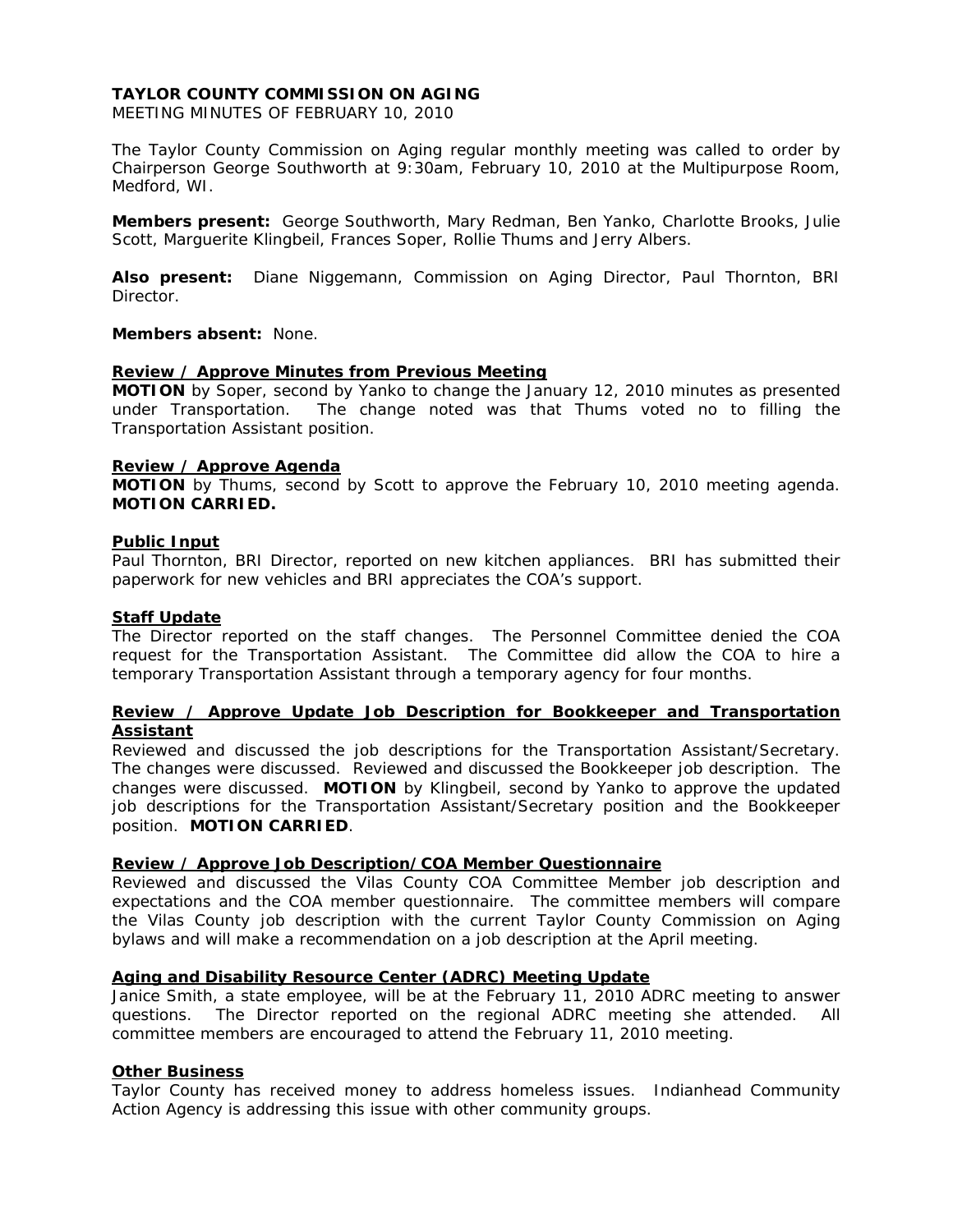# TAYLOR COUNTY COMMISSION ON AGING

MEETING MINUTES OF FEBRUARY 10, 2010

The Taylor County Commission on Aging regular monthly meeting was called to order by Chairperson George Southworth at 9:30am, February 10, 2010 at the Multipurpose Room, Medford, WI.

**Members present:** George Southworth, Mary Redman, Ben Yanko, Charlotte Brooks, Julie Scott, Marguerite Klingbeil, Frances Soper, Rollie Thums and Jerry Albers.

**Also present:** Diane Niggemann, Commission on Aging Director, Paul Thornton, BRI Director.

**Members absent:** None.

## Review / Approve Minutes from Previous Meeting

**MOTION** by Soper, second by Yanko to change the January 12, 2010 minutes as presented under Transportation. The change noted was that Thums voted no to filling the Transportation Assistant position.

## Review / Approve Agenda

**MOTION** by Thums, second by Scott to approve the February 10, 2010 meeting agenda. **MOTION CARRIED.**

## Public Input

Paul Thornton, BRI Director, reported on new kitchen appliances. BRI has submitted their paperwork for new vehicles and BRI appreciates the COA's support.

## Staff Update

The Director reported on the staff changes. The Personnel Committee denied the COA request for the Transportation Assistant. The Committee did allow the COA to hire a temporary Transportation Assistant through a temporary agency for four months.

## Review / Approve Update Job Description for Bookkeeper and Transportation Assistant

Reviewed and discussed the job descriptions for the Transportation Assistant/Secretary. The changes were discussed. Reviewed and discussed the Bookkeeper job description. The changes were discussed. **MOTION** by Klingbeil, second by Yanko to approve the updated job descriptions for the Transportation Assistant/Secretary position and the Bookkeeper position. **MOTION CARRIED**.

## Review / Approve Job Description/COA Member Questionnaire

Reviewed and discussed the Vilas County COA Committee Member job description and expectations and the COA member questionnaire. The committee members will compare the Vilas County job description with the current Taylor County Commission on Aging bylaws and will make a recommendation on a job description at the April meeting.

## Aging and Disability Resource Center (ADRC) Meeting Update

Janice Smith, a state employee, will be at the February 11, 2010 ADRC meeting to answer questions. The Director reported on the regional ADRC meeting she attended. All committee members are encouraged to attend the February 11, 2010 meeting.

## Other Business

Taylor County has received money to address homeless issues. Indianhead Community Action Agency is addressing this issue with other community groups.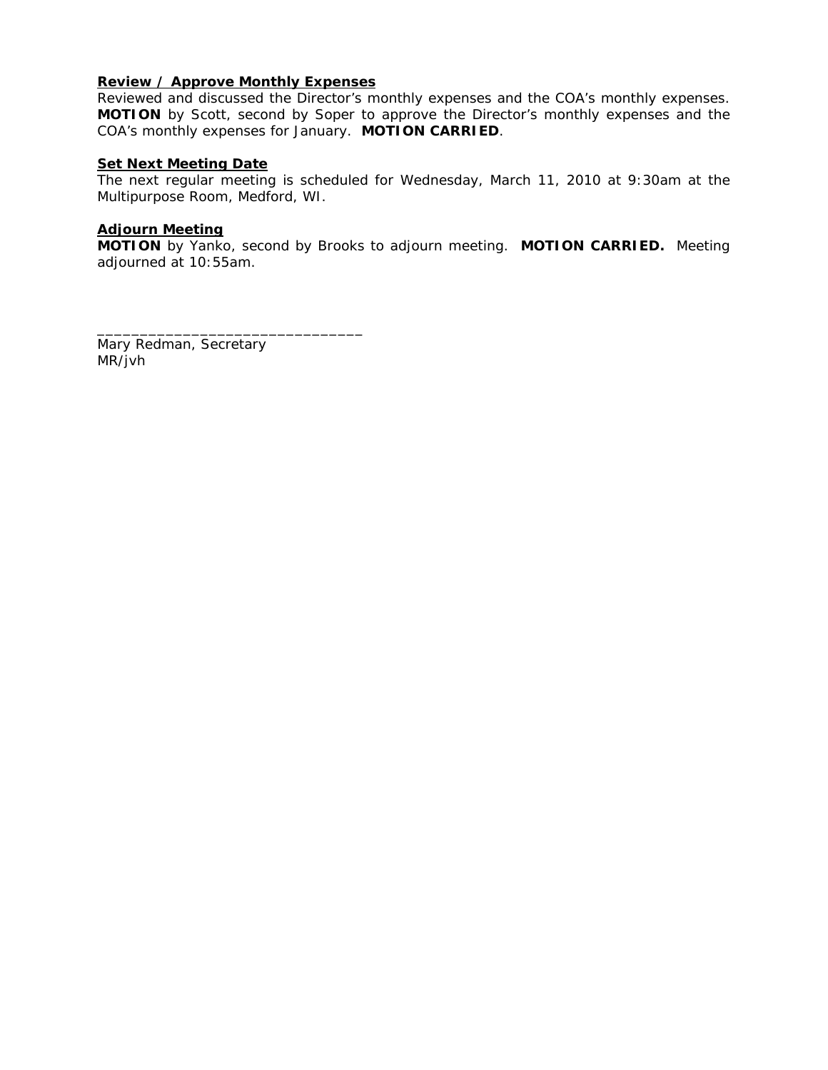**Review / Approve Monthly Expenses**

Reviewed and discussed the Director's monthly expenses and the COA's monthly expenses. **MOTION** by Scott, second by Soper to approve the Director's monthly expenses and the COA's monthly expenses for January. **MOTION CARRIED**.

**Set Next Meeting Date**

The next regular meeting is scheduled for Wednesday, March 11, 2010 at 9:30am at the Multipurpose Room, Medford, WI.

**Adjourn Meeting**

**MOTION** by Yanko, second by Brooks to adjourn meeting. **MOTION CARRIED.** Meeting adjourned at 10:55am.

_______________________________

Mary Redman, Secretary

MR/jvh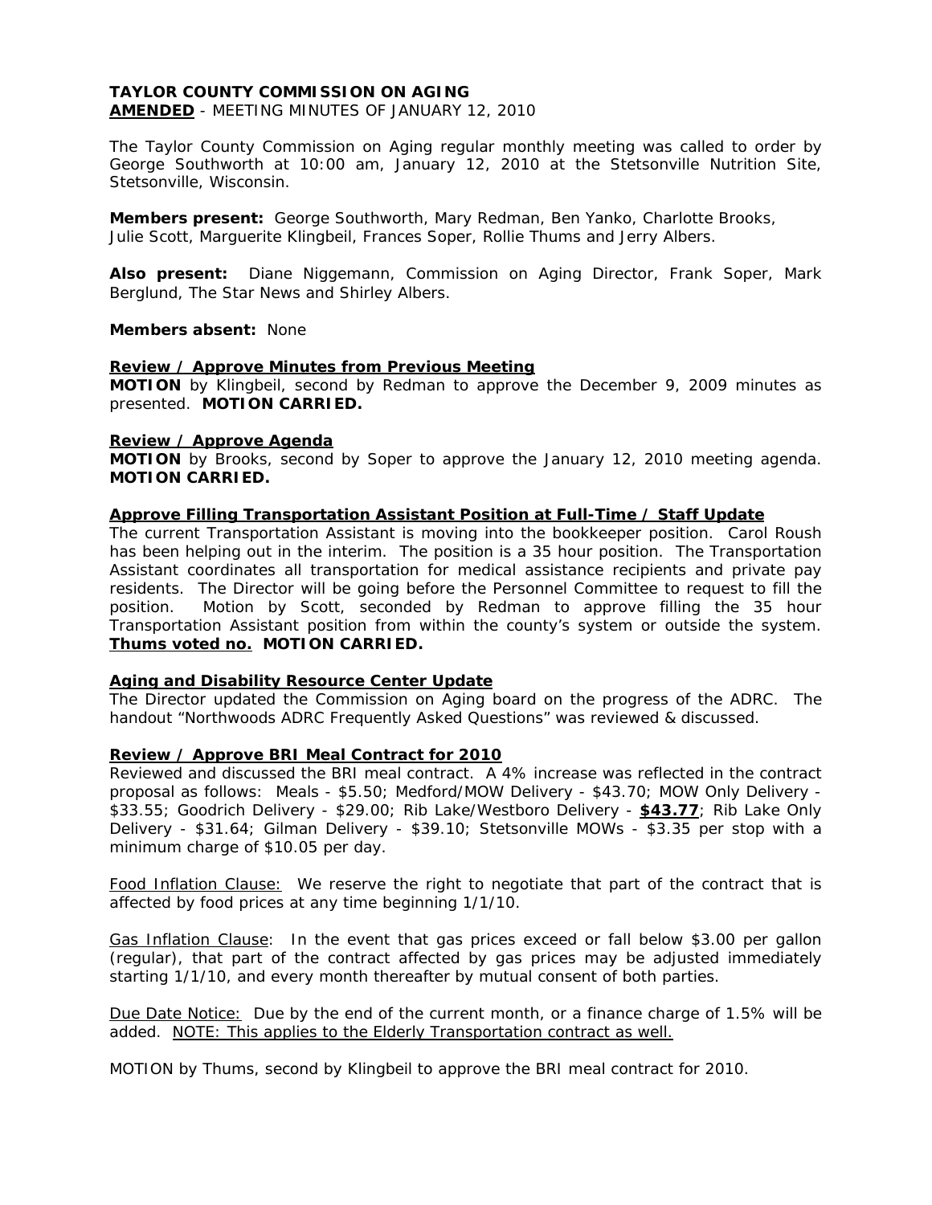**TAYLOR COUNTY COMMISSION ON AGING**
**AMENDED** - MEETING MINUTES OF JANUARY 12, 2010

The Taylor County Commission on Aging regular monthly meeting was called to order by George Southworth at 10:00 am, January 12, 2010 at the Stetsonville Nutrition Site, Stetsonville, Wisconsin.

**Members present:** George Southworth, Mary Redman, Ben Yanko, Charlotte Brooks, Julie Scott, Marguerite Klingbeil, Frances Soper, Rollie Thums and Jerry Albers.

**Also present:** Diane Niggemann, Commission on Aging Director, Frank Soper, Mark Berglund, The Star News and Shirley Albers.

**Members absent:** None

**Review / Approve Minutes from Previous Meeting**

**MOTION** by Klingbeil, second by Redman to approve the December 9, 2009 minutes as presented. **MOTION CARRIED.**

**Review / Approve Agenda**

**MOTION** by Brooks, second by Soper to approve the January 12, 2010 meeting agenda. **MOTION CARRIED.**

**Approve Filling Transportation Assistant Position at Full-Time / Staff Update**

The current Transportation Assistant is moving into the bookkeeper position. Carol Roush has been helping out in the interim. The position is a 35 hour position. The Transportation Assistant coordinates all transportation for medical assistance recipients and private pay residents. The Director will be going before the Personnel Committee to request to fill the position. Motion by Scott, seconded by Redman to approve filling the 35 hour Transportation Assistant position from within the county's system or outside the system. **Thums voted no. MOTION CARRIED.**

**Aging and Disability Resource Center Update**

The Director updated the Commission on Aging board on the progress of the ADRC. The handout "Northwoods ADRC Frequently Asked Questions" was reviewed & discussed.

**Review / Approve BRI Meal Contract for 2010**

Reviewed and discussed the BRI meal contract. A 4% increase was reflected in the contract proposal as follows: Meals - $5.50; Medford/MOW Delivery - $43.70; MOW Only Delivery - $33.55; Goodrich Delivery - $29.00; Rib Lake/Westboro Delivery - **$43.77**; Rib Lake Only Delivery - $31.64; Gilman Delivery - $39.10; Stetsonville MOWs - $3.35 per stop with a minimum charge of $10.05 per day.

Food Inflation Clause: We reserve the right to negotiate that part of the contract that is affected by food prices at any time beginning 1/1/10.

Gas Inflation Clause: In the event that gas prices exceed or fall below $3.00 per gallon (regular), that part of the contract affected by gas prices may be adjusted immediately starting 1/1/10, and every month thereafter by mutual consent of both parties.

Due Date Notice: Due by the end of the current month, or a finance charge of 1.5% will be added. NOTE: This applies to the Elderly Transportation contract as well.

MOTION by Thums, second by Klingbeil to approve the BRI meal contract for 2010.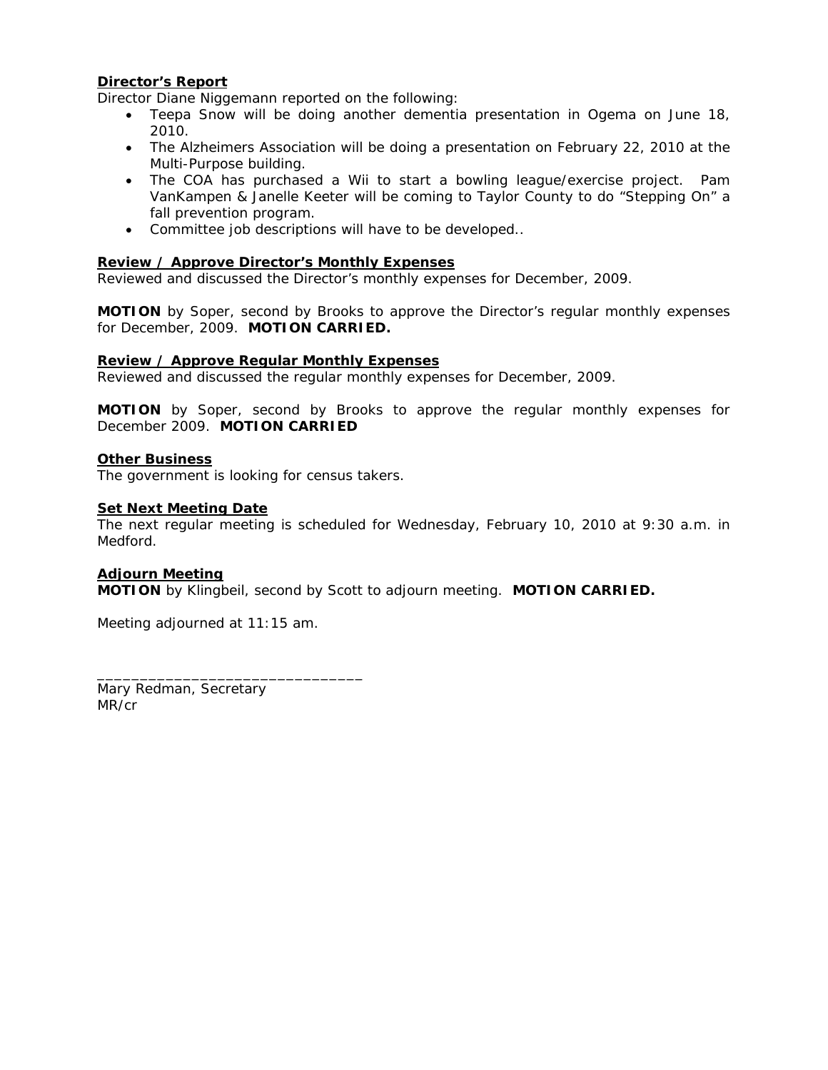**<u>Director's Report</u>**

Director Diane Niggemann reported on the following:

- Teepa Snow will be doing another dementia presentation in Ogema on June 18, 2010.
- The Alzheimers Association will be doing a presentation on February 22, 2010 at the Multi-Purpose building.
- The COA has purchased a Wii to start a bowling league/exercise project. Pam VanKampen & Janelle Keeter will be coming to Taylor County to do "Stepping On" a fall prevention program.
- Committee job descriptions will have to be developed..

**<u>Review / Approve Director's Monthly Expenses</u>**

Reviewed and discussed the Director's monthly expenses for December, 2009.

**MOTION** by Soper, second by Brooks to approve the Director's regular monthly expenses for December, 2009. **MOTION CARRIED.**

**<u>Review / Approve Regular Monthly Expenses</u>**

Reviewed and discussed the regular monthly expenses for December, 2009.

**MOTION** by Soper, second by Brooks to approve the regular monthly expenses for December 2009. **MOTION CARRIED**

**<u>Other Business</u>**

The government is looking for census takers.

**<u>Set Next Meeting Date</u>**

The next regular meeting is scheduled for Wednesday, February 10, 2010 at 9:30 a.m. in Medford.

**<u>Adjourn Meeting</u>**

**MOTION** by Klingbeil, second by Scott to adjourn meeting. **MOTION CARRIED.**

Meeting adjourned at 11:15 am.

_______________________________

Mary Redman, Secretary

MR/cr